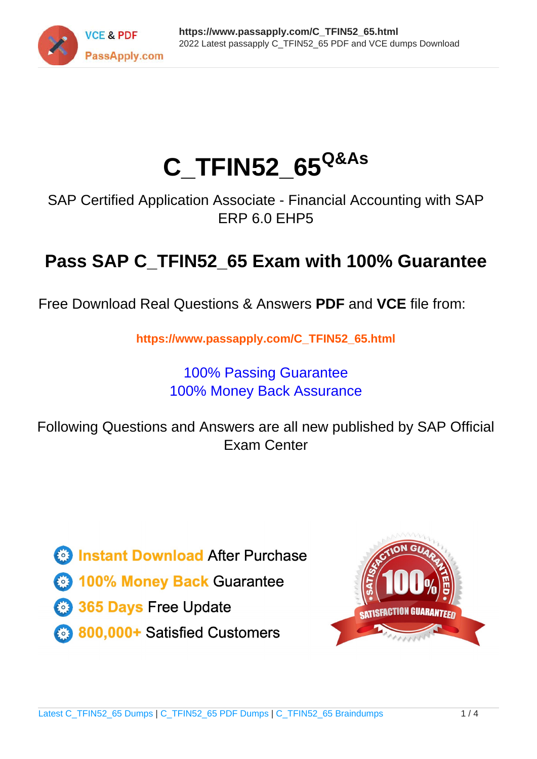# C_TFIN52_65 Q&As

SAP Certified Application Associate - Financial Accounting with SAP ERP 6.0 EHP5

## Pass SAP C_TFIN52_65 Exam with 100% Guarantee

Free Download Real Questions & Answers **PDF** and **VCE** file from:

**https://www.passapply.com/C_TFIN52_65.html**

100% Passing Guarantee
100% Money Back Assurance

Following Questions and Answers are all new published by SAP Official Exam Center

- **Instant Download** After Purchase
- **100% Money Back** Guarantee
- **365 Days** Free Update
- **800,000+** Satisfied Customers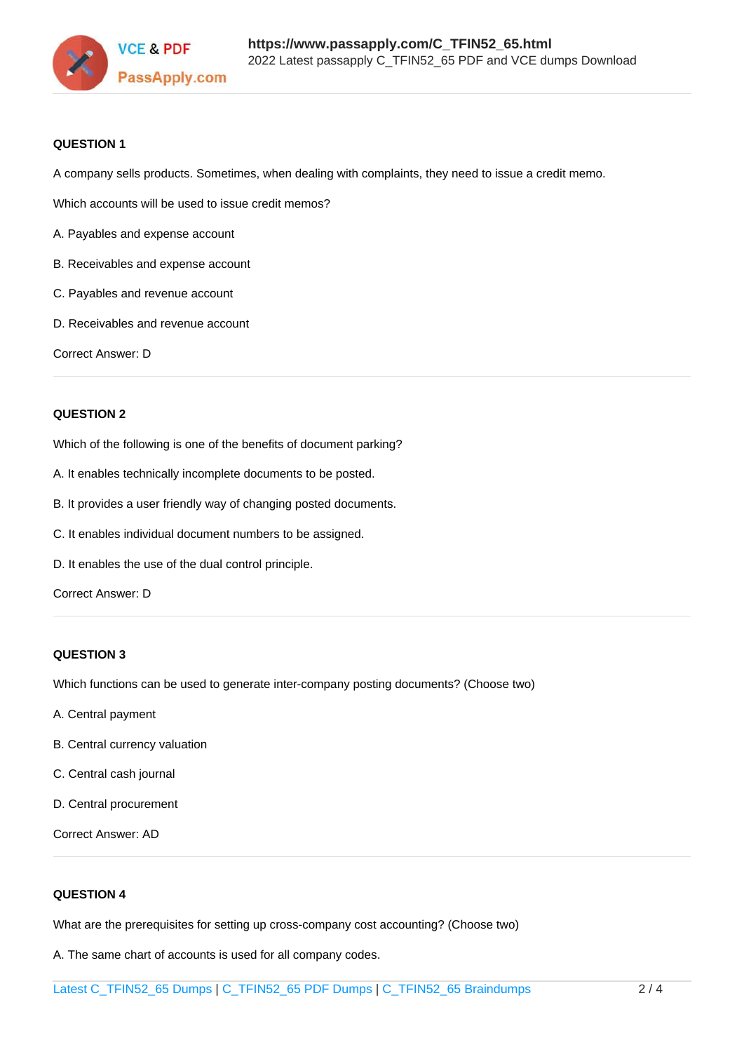**QUESTION 1**

A company sells products. Sometimes, when dealing with complaints, they need to issue a credit memo.

Which accounts will be used to issue credit memos?

A. Payables and expense account

B. Receivables and expense account

C. Payables and revenue account

D. Receivables and revenue account

Correct Answer: D

---

**QUESTION 2**

Which of the following is one of the benefits of document parking?

A. It enables technically incomplete documents to be posted.

B. It provides a user friendly way of changing posted documents.

C. It enables individual document numbers to be assigned.

D. It enables the use of the dual control principle.

Correct Answer: D

---

**QUESTION 3**

Which functions can be used to generate inter-company posting documents? (Choose two)

A. Central payment

B. Central currency valuation

C. Central cash journal

D. Central procurement

Correct Answer: AD

---

**QUESTION 4**

What are the prerequisites for setting up cross-company cost accounting? (Choose two)

A. The same chart of accounts is used for all company codes.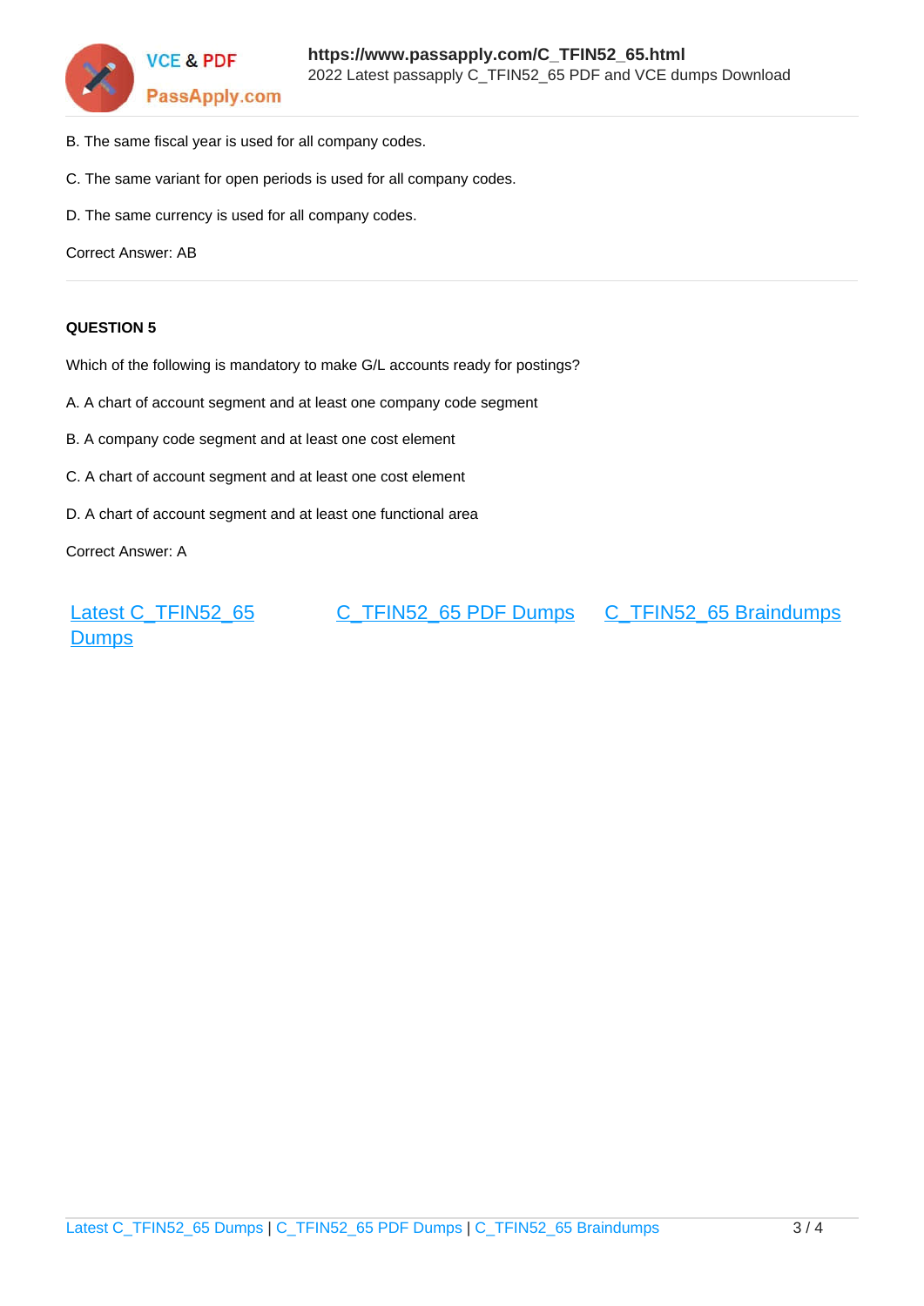B. The same fiscal year is used for all company codes.

C. The same variant for open periods is used for all company codes.

D. The same currency is used for all company codes.

Correct Answer: AB

---

**QUESTION 5**

Which of the following is mandatory to make G/L accounts ready for postings?

A. A chart of account segment and at least one company code segment

B. A company code segment and at least one cost element

C. A chart of account segment and at least one cost element

D. A chart of account segment and at least one functional area

Correct Answer: A

[Latest C_TFIN52_65 Dumps](#) [C_TFIN52_65 PDF Dumps](#) [C_TFIN52_65 Braindumps](#)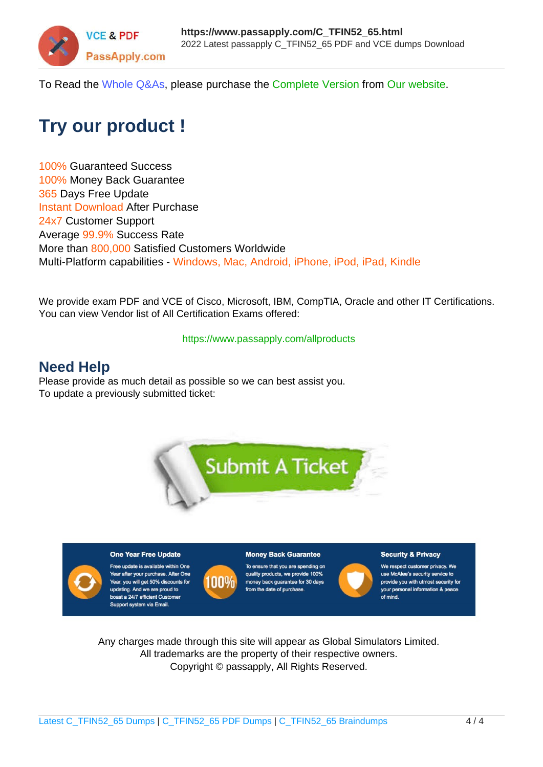To Read the Whole Q&As, please purchase the Complete Version from Our website.

# Try our product !

100% Guaranteed Success
100% Money Back Guarantee
365 Days Free Update
Instant Download After Purchase
24x7 Customer Support
Average 99.9% Success Rate
More than 800,000 Satisfied Customers Worldwide
Multi-Platform capabilities - Windows, Mac, Android, iPhone, iPod, iPad, Kindle

We provide exam PDF and VCE of Cisco, Microsoft, IBM, CompTIA, Oracle and other IT Certifications.
You can view Vendor list of All Certification Exams offered:

https://www.passapply.com/allproducts

## Need Help

Please provide as much detail as possible so we can best assist you.
To update a previously submitted ticket:

Submit A Ticket

**One Year Free Update**
Free update is available within One Year after your purchase. After One Year, you will get 50% discounts for updating. And we are proud to boast a 24/7 efficient Customer Support system via Email.

**Money Back Guarantee**
To ensure that you are spending on quality products, we provide 100% money back guarantee for 30 days from the date of purchase.

**Security & Privacy**
We respect customer privacy. We use McAfee's security service to provide you with utmost security for your personal information & peace of mind.

Any charges made through this site will appear as Global Simulators Limited.
All trademarks are the property of their respective owners.
Copyright © passapply, All Rights Reserved.